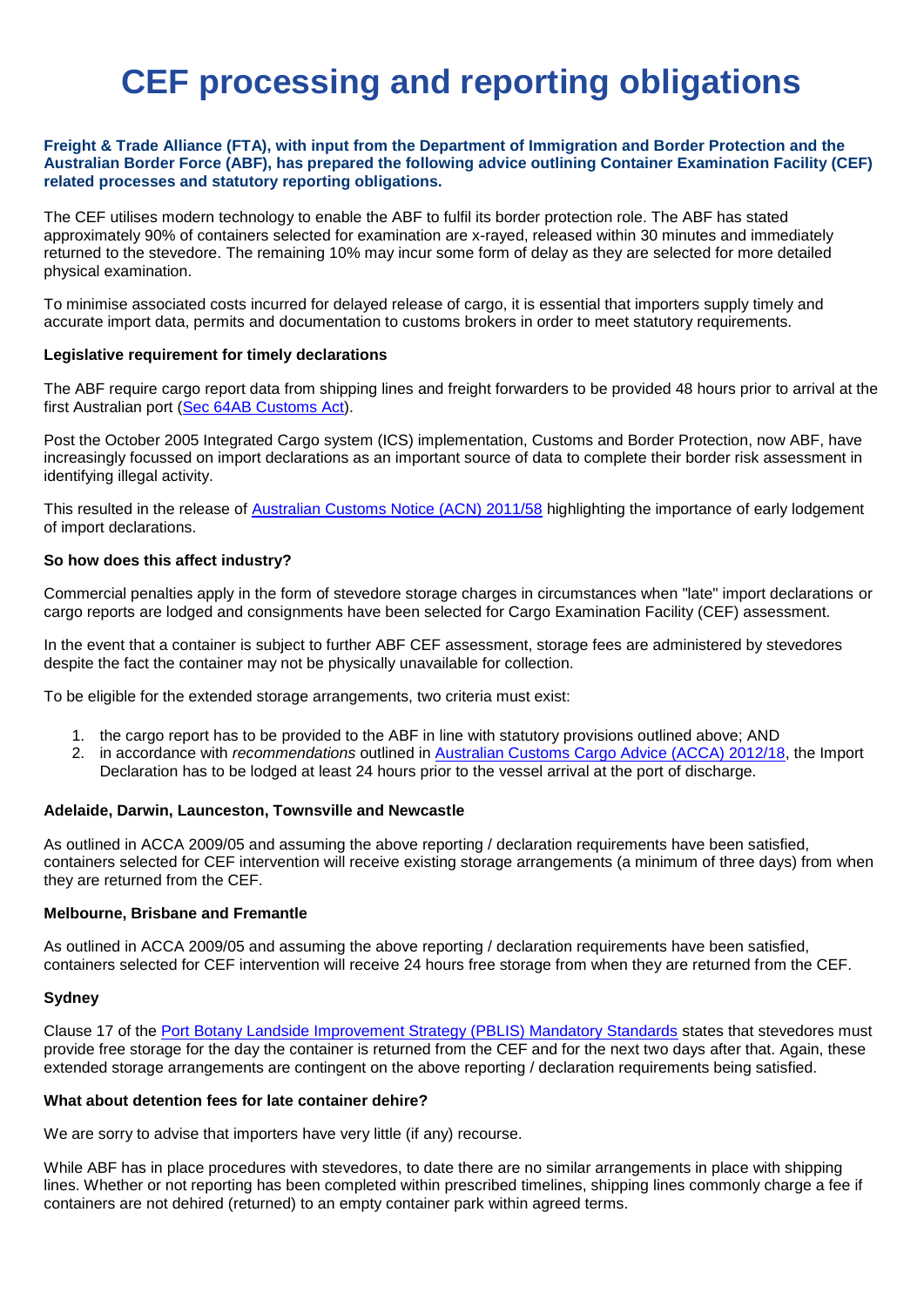# CEF processing and reporting obligations

**Freight & Trade Alliance (FTA), with input from the Department of Immigration and Border Protection and the Australian Border Force (ABF), has prepared the following advice outlining Container Examination Facility (CEF) related processes and statutory reporting obligations.**

The CEF utilises modern technology to enable the ABF to fulfil its border protection role. The ABF has stated approximately 90% of containers selected for examination are x-rayed, released within 30 minutes and immediately returned to the stevedore. The remaining 10% may incur some form of delay as they are selected for more detailed physical examination.

To minimise associated costs incurred for delayed release of cargo, it is essential that importers supply timely and accurate import data, permits and documentation to customs brokers in order to meet statutory requirements.

**Legislative requirement for timely declarations**

The ABF require cargo report data from shipping lines and freight forwarders to be provided 48 hours prior to arrival at the first Australian port (Sec 64AB Customs Act).

Post the October 2005 Integrated Cargo system (ICS) implementation, Customs and Border Protection, now ABF, have increasingly focussed on import declarations as an important source of data to complete their border risk assessment in identifying illegal activity.

This resulted in the release of Australian Customs Notice (ACN) 2011/58 highlighting the importance of early lodgement of import declarations.

**So how does this affect industry?**

Commercial penalties apply in the form of stevedore storage charges in circumstances when "late" import declarations or cargo reports are lodged and consignments have been selected for Cargo Examination Facility (CEF) assessment.

In the event that a container is subject to further ABF CEF assessment, storage fees are administered by stevedores despite the fact the container may not be physically unavailable for collection.

To be eligible for the extended storage arrangements, two criteria must exist:

1. the cargo report has to be provided to the ABF in line with statutory provisions outlined above; AND
2. in accordance with *recommendations* outlined in Australian Customs Cargo Advice (ACCA) 2012/18, the Import Declaration has to be lodged at least 24 hours prior to the vessel arrival at the port of discharge.

**Adelaide, Darwin, Launceston, Townsville and Newcastle**

As outlined in ACCA 2009/05 and assuming the above reporting / declaration requirements have been satisfied, containers selected for CEF intervention will receive existing storage arrangements (a minimum of three days) from when they are returned from the CEF.

**Melbourne, Brisbane and Fremantle**

As outlined in ACCA 2009/05 and assuming the above reporting / declaration requirements have been satisfied, containers selected for CEF intervention will receive 24 hours free storage from when they are returned from the CEF.

**Sydney**

Clause 17 of the Port Botany Landside Improvement Strategy (PBLIS) Mandatory Standards states that stevedores must provide free storage for the day the container is returned from the CEF and for the next two days after that. Again, these extended storage arrangements are contingent on the above reporting / declaration requirements being satisfied.

**What about detention fees for late container dehire?**

We are sorry to advise that importers have very little (if any) recourse.

While ABF has in place procedures with stevedores, to date there are no similar arrangements in place with shipping lines. Whether or not reporting has been completed within prescribed timelines, shipping lines commonly charge a fee if containers are not dehired (returned) to an empty container park within agreed terms.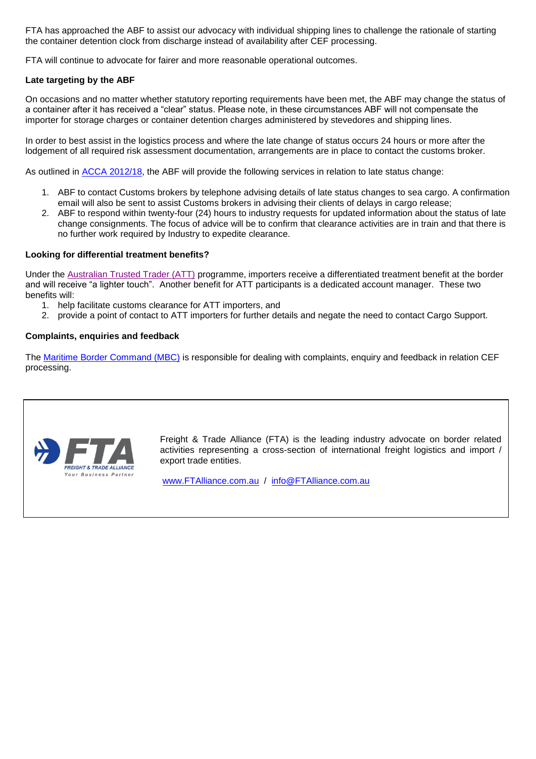FTA has approached the ABF to assist our advocacy with individual shipping lines to challenge the rationale of starting the container detention clock from discharge instead of availability after CEF processing.

FTA will continue to advocate for fairer and more reasonable operational outcomes.

**Late targeting by the ABF**

On occasions and no matter whether statutory reporting requirements have been met, the ABF may change the status of a container after it has received a "clear" status. Please note, in these circumstances ABF will not compensate the importer for storage charges or container detention charges administered by stevedores and shipping lines.

In order to best assist in the logistics process and where the late change of status occurs 24 hours or more after the lodgement of all required risk assessment documentation, arrangements are in place to contact the customs broker.

As outlined in ACCA 2012/18, the ABF will provide the following services in relation to late status change:

1. ABF to contact Customs brokers by telephone advising details of late status changes to sea cargo. A confirmation email will also be sent to assist Customs brokers in advising their clients of delays in cargo release;
2. ABF to respond within twenty-four (24) hours to industry requests for updated information about the status of late change consignments. The focus of advice will be to confirm that clearance activities are in train and that there is no further work required by Industry to expedite clearance.

**Looking for differential treatment benefits?**

Under the Australian Trusted Trader (ATT) programme, importers receive a differentiated treatment benefit at the border and will receive "a lighter touch". Another benefit for ATT participants is a dedicated account manager. These two benefits will:

1. help facilitate customs clearance for ATT importers, and
2. provide a point of contact to ATT importers for further details and negate the need to contact Cargo Support.

**Complaints, enquiries and feedback**

The Maritime Border Command (MBC) is responsible for dealing with complaints, enquiry and feedback in relation CEF processing.

FTA
FREIGHT & TRADE ALLIANCE
Your Business Partner

Freight & Trade Alliance (FTA) is the leading industry advocate on border related activities representing a cross-section of international freight logistics and import / export trade entities.

www.FTAlliance.com.au / info@FTAlliance.com.au